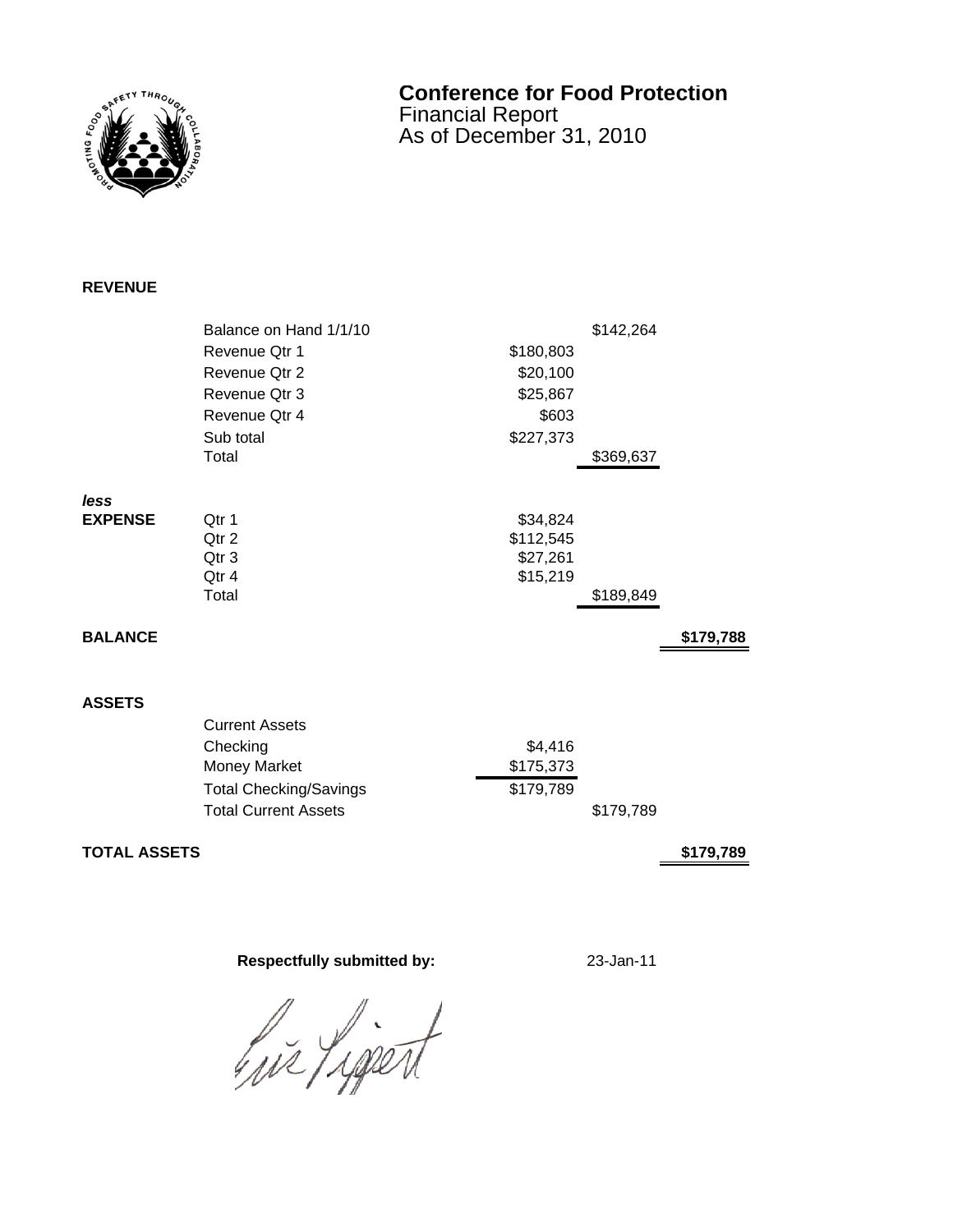# Conference for Food Protection

Financial Report
As of December 31, 2010

## REVENUE

| | | | | |
|---|---|---|---|---|
| | Balance on Hand 1/1/10 | | $142,264 | |
| | Revenue Qtr 1 | $180,803 | | |
| | Revenue Qtr 2 | $20,100 | | |
| | Revenue Qtr 3 | $25,867 | | |
| | Revenue Qtr 4 | $603 | | |
| | Sub total | $227,373 | | |
| | Total | | $369,637 | |
| ***less*** | | | | |
| **EXPENSE** | Qtr 1 | $34,824 | | |
| | Qtr 2 | $112,545 | | |
| | Qtr 3 | $27,261 | | |
| | Qtr 4 | $15,219 | | |
| | Total | | $189,849 | |
| **BALANCE** | | | | **$179,788** |

## ASSETS

| | | | | |
|---|---|---|---|---|
| | Current Assets | | | |
| | Checking | $4,416 | | |
| | Money Market | $175,373 | | |
| | Total Checking/Savings | $179,789 | | |
| | Total Current Assets | | $179,789 | |
| **TOTAL ASSETS** | | | | **$179,789** |

**Respectfully submitted by:** 23-Jan-11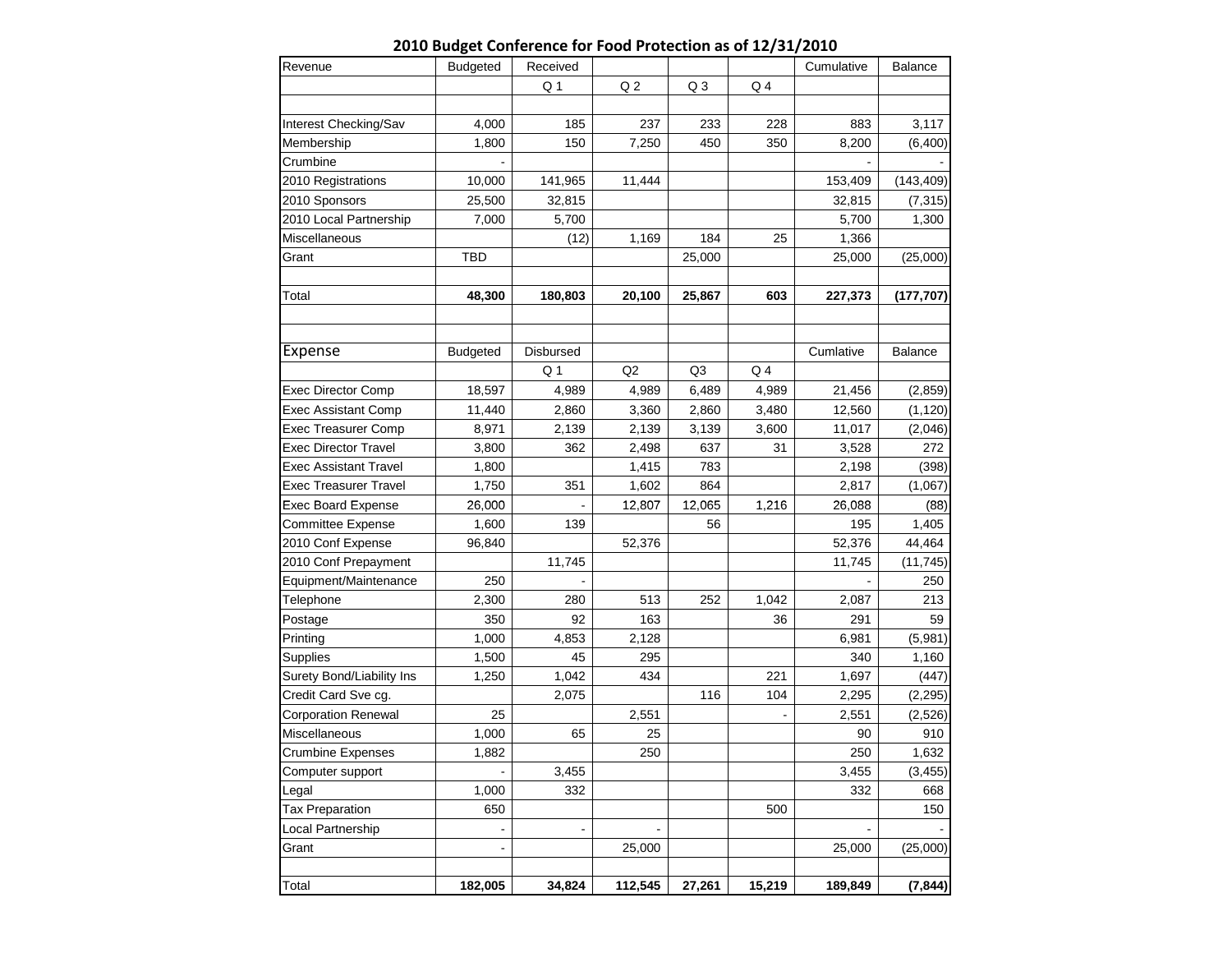## 2010 Budget Conference for Food Protection as of 12/31/2010

| Revenue | Budgeted | Received | | | | Cumulative | Balance |
|---|---|---|---|---|---|---|---|
| | | Q 1 | Q 2 | Q 3 | Q 4 | | |
| | | | | | | | |
| Interest Checking/Sav | 4,000 | 185 | 237 | 233 | 228 | 883 | 3,117 |
| Membership | 1,800 | 150 | 7,250 | 450 | 350 | 8,200 | (6,400) |
| Crumbine | - | | | | | - | - |
| 2010 Registrations | 10,000 | 141,965 | 11,444 | | | 153,409 | (143,409) |
| 2010 Sponsors | 25,500 | 32,815 | | | | 32,815 | (7,315) |
| 2010 Local Partnership | 7,000 | 5,700 | | | | 5,700 | 1,300 |
| Miscellaneous | | (12) | 1,169 | 184 | 25 | 1,366 | |
| Grant | TBD | | | 25,000 | | 25,000 | (25,000) |
| | | | | | | | |
| Total | **48,300** | **180,803** | **20,100** | **25,867** | **603** | **227,373** | **(177,707)** |
| | | | | | | | |
| | | | | | | | |
| Expense | Budgeted | Disbursed | | | | Cumlative | Balance |
| | | Q 1 | Q2 | Q3 | Q 4 | | |
| Exec Director Comp | 18,597 | 4,989 | 4,989 | 6,489 | 4,989 | 21,456 | (2,859) |
| Exec Assistant Comp | 11,440 | 2,860 | 3,360 | 2,860 | 3,480 | 12,560 | (1,120) |
| Exec Treasurer Comp | 8,971 | 2,139 | 2,139 | 3,139 | 3,600 | 11,017 | (2,046) |
| Exec Director Travel | 3,800 | 362 | 2,498 | 637 | 31 | 3,528 | 272 |
| Exec Assistant Travel | 1,800 | | 1,415 | 783 | | 2,198 | (398) |
| Exec Treasurer Travel | 1,750 | 351 | 1,602 | 864 | | 2,817 | (1,067) |
| Exec Board Expense | 26,000 | - | 12,807 | 12,065 | 1,216 | 26,088 | (88) |
| Committee Expense | 1,600 | 139 | | 56 | | 195 | 1,405 |
| 2010 Conf Expense | 96,840 | | 52,376 | | | 52,376 | 44,464 |
| 2010 Conf Prepayment | | 11,745 | | | | 11,745 | (11,745) |
| Equipment/Maintenance | 250 | - | | | | - | 250 |
| Telephone | 2,300 | 280 | 513 | 252 | 1,042 | 2,087 | 213 |
| Postage | 350 | 92 | 163 | | 36 | 291 | 59 |
| Printing | 1,000 | 4,853 | 2,128 | | | 6,981 | (5,981) |
| Supplies | 1,500 | 45 | 295 | | | 340 | 1,160 |
| Surety Bond/Liability Ins | 1,250 | 1,042 | 434 | | 221 | 1,697 | (447) |
| Credit Card Sve cg. | | 2,075 | | 116 | 104 | 2,295 | (2,295) |
| Corporation Renewal | 25 | | 2,551 | | - | 2,551 | (2,526) |
| Miscellaneous | 1,000 | 65 | 25 | | | 90 | 910 |
| Crumbine Expenses | 1,882 | | 250 | | | 250 | 1,632 |
| Computer support | - | 3,455 | | | | 3,455 | (3,455) |
| Legal | 1,000 | 332 | | | | 332 | 668 |
| Tax Preparation | 650 | | | | 500 | | 150 |
| Local Partnership | - | - | - | | | - | - |
| Grant | - | | 25,000 | | | 25,000 | (25,000) |
| | | | | | | | |
| Total | **182,005** | **34,824** | **112,545** | **27,261** | **15,219** | **189,849** | **(7,844)** |